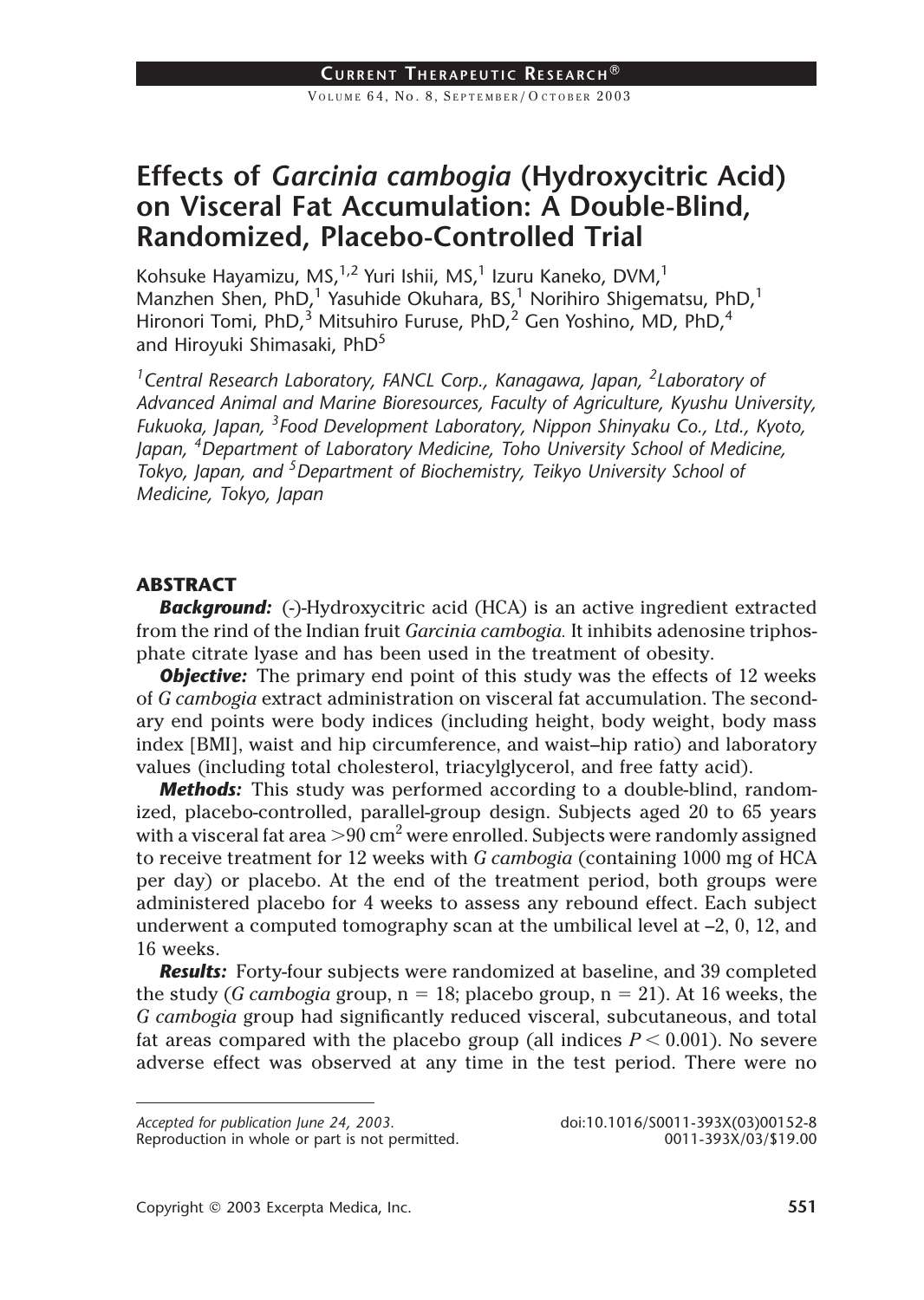# Effects of *Garcinia cambogia* (Hydroxycitric Acid) on Visceral Fat Accumulation: A Double-Blind, Randomized, Placebo-Controlled Trial

Kohsuke Hayamizu, MS,[1,2] Yuri Ishii, MS,[1] Izuru Kaneko, DVM,[1] Manzhen Shen, PhD,[1] Yasuhide Okuhara, BS,[1] Norihiro Shigematsu, PhD,[1] Hironori Tomi, PhD,[3] Mitsuhiro Furuse, PhD,[2] Gen Yoshino, MD, PhD,[4] and Hiroyuki Shimasaki, PhD[5]

*[1]Central Research Laboratory, FANCL Corp., Kanagawa, Japan, [2]Laboratory of Advanced Animal and Marine Bioresources, Faculty of Agriculture, Kyushu University, Fukuoka, Japan, [3]Food Development Laboratory, Nippon Shinyaku Co., Ltd., Kyoto, Japan, [4]Department of Laboratory Medicine, Toho University School of Medicine, Tokyo, Japan, and [5]Department of Biochemistry, Teikyo University School of Medicine, Tokyo, Japan*

## ABSTRACT

***Background:*** (-)-Hydroxycitric acid (HCA) is an active ingredient extracted from the rind of the Indian fruit *Garcinia cambogia.* It inhibits adenosine triphosphate citrate lyase and has been used in the treatment of obesity.

***Objective:*** The primary end point of this study was the effects of 12 weeks of *G cambogia* extract administration on visceral fat accumulation. The secondary end points were body indices (including height, body weight, body mass index [BMI], waist and hip circumference, and waist–hip ratio) and laboratory values (including total cholesterol, triacylglycerol, and free fatty acid).

***Methods:*** This study was performed according to a double-blind, randomized, placebo-controlled, parallel-group design. Subjects aged 20 to 65 years with a visceral fat area $>90$ cm$^2$ were enrolled. Subjects were randomly assigned to receive treatment for 12 weeks with *G cambogia* (containing 1000 mg of HCA per day) or placebo. At the end of the treatment period, both groups were administered placebo for 4 weeks to assess any rebound effect. Each subject underwent a computed tomography scan at the umbilical level at –2, 0, 12, and 16 weeks.

***Results:*** Forty-four subjects were randomized at baseline, and 39 completed the study (*G cambogia* group, n = 18; placebo group, n = 21). At 16 weeks, the *G cambogia* group had significantly reduced visceral, subcutaneous, and total fat areas compared with the placebo group (all indices $P < 0.001$). No severe adverse effect was observed at any time in the test period. There were no

*Accepted for publication June 24, 2003.*
Reproduction in whole or part is not permitted.

doi:10.1016/S0011-393X(03)00152-8
0011-393X/03/$19.00

Copyright © 2003 Excerpta Medica, Inc.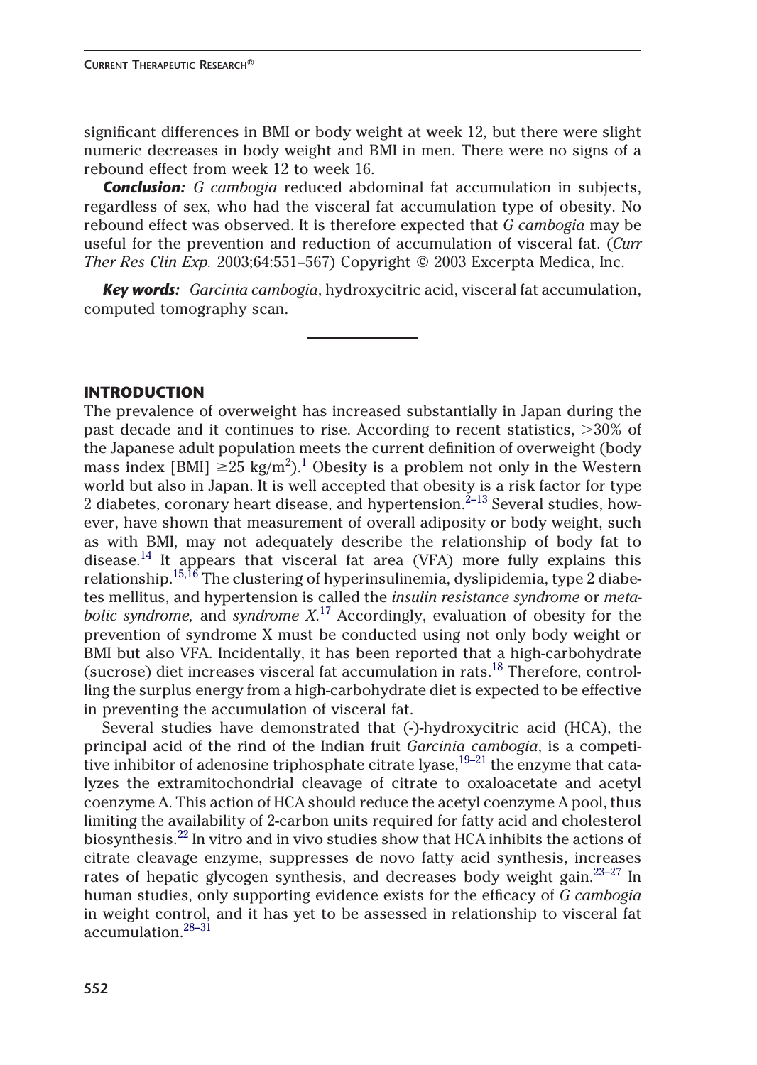significant differences in BMI or body weight at week 12, but there were slight numeric decreases in body weight and BMI in men. There were no signs of a rebound effect from week 12 to week 16.

***Conclusion:*** *G cambogia* reduced abdominal fat accumulation in subjects, regardless of sex, who had the visceral fat accumulation type of obesity. No rebound effect was observed. It is therefore expected that *G cambogia* may be useful for the prevention and reduction of accumulation of visceral fat. (*Curr Ther Res Clin Exp.* 2003;64:551–567) Copyright © 2003 Excerpta Medica, Inc.

***Key words:*** *Garcinia cambogia*, hydroxycitric acid, visceral fat accumulation, computed tomography scan.

## INTRODUCTION

The prevalence of overweight has increased substantially in Japan during the past decade and it continues to rise. According to recent statistics, >30% of the Japanese adult population meets the current definition of overweight (body mass index [BMI] $\geq$25 kg/m$^2$).[1] Obesity is a problem not only in the Western world but also in Japan. It is well accepted that obesity is a risk factor for type 2 diabetes, coronary heart disease, and hypertension.[2–13] Several studies, however, have shown that measurement of overall adiposity or body weight, such as with BMI, may not adequately describe the relationship of body fat to disease.[14] It appears that visceral fat area (VFA) more fully explains this relationship.[15,16] The clustering of hyperinsulinemia, dyslipidemia, type 2 diabetes mellitus, and hypertension is called the *insulin resistance syndrome* or *metabolic syndrome,* and *syndrome X*.[17] Accordingly, evaluation of obesity for the prevention of syndrome X must be conducted using not only body weight or BMI but also VFA. Incidentally, it has been reported that a high-carbohydrate (sucrose) diet increases visceral fat accumulation in rats.[18] Therefore, controlling the surplus energy from a high-carbohydrate diet is expected to be effective in preventing the accumulation of visceral fat.

Several studies have demonstrated that (-)-hydroxycitric acid (HCA), the principal acid of the rind of the Indian fruit *Garcinia cambogia*, is a competitive inhibitor of adenosine triphosphate citrate lyase,[19–21] the enzyme that catalyzes the extramitochondrial cleavage of citrate to oxaloacetate and acetyl coenzyme A. This action of HCA should reduce the acetyl coenzyme A pool, thus limiting the availability of 2-carbon units required for fatty acid and cholesterol biosynthesis.[22] In vitro and in vivo studies show that HCA inhibits the actions of citrate cleavage enzyme, suppresses de novo fatty acid synthesis, increases rates of hepatic glycogen synthesis, and decreases body weight gain.[23–27] In human studies, only supporting evidence exists for the efficacy of *G cambogia* in weight control, and it has yet to be assessed in relationship to visceral fat accumulation.[28–31]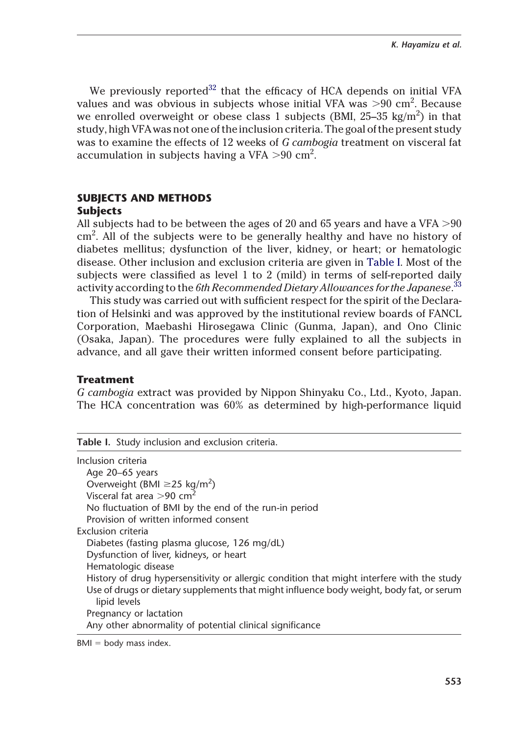We previously reported[32] that the efficacy of HCA depends on initial VFA values and was obvious in subjects whose initial VFA was $>90$ cm$^2$. Because we enrolled overweight or obese class 1 subjects (BMI, 25–35 kg/m$^2$) in that study, high VFA was not one of the inclusion criteria. The goal of the present study was to examine the effects of 12 weeks of *G cambogia* treatment on visceral fat accumulation in subjects having a VFA $>90$ cm$^2$.

## SUBJECTS AND METHODS

### Subjects

All subjects had to be between the ages of 20 and 65 years and have a VFA $>90$ cm$^2$. All of the subjects were to be generally healthy and have no history of diabetes mellitus; dysfunction of the liver, kidney, or heart; or hematologic disease. Other inclusion and exclusion criteria are given in Table I. Most of the subjects were classified as level 1 to 2 (mild) in terms of self-reported daily activity according to the *6th Recommended Dietary Allowances for the Japanese*.[33]

This study was carried out with sufficient respect for the spirit of the Declaration of Helsinki and was approved by the institutional review boards of FANCL Corporation, Maebashi Hirosegawa Clinic (Gunma, Japan), and Ono Clinic (Osaka, Japan). The procedures were fully explained to all the subjects in advance, and all gave their written informed consent before participating.

### Treatment

*G cambogia* extract was provided by Nippon Shinyaku Co., Ltd., Kyoto, Japan. The HCA concentration was 60% as determined by high-performance liquid

**Table I.** Study inclusion and exclusion criteria.

| Criteria |
|---|
| Inclusion criteria |
| Age 20–65 years |
| Overweight (BMI $\geq$25 kg/m$^2$) |
| Visceral fat area $>$90 cm$^2$ |
| No fluctuation of BMI by the end of the run-in period |
| Provision of written informed consent |
| Exclusion criteria |
| Diabetes (fasting plasma glucose, 126 mg/dL) |
| Dysfunction of liver, kidneys, or heart |
| Hematologic disease |
| History of drug hypersensitivity or allergic condition that might interfere with the study |
| Use of drugs or dietary supplements that might influence body weight, body fat, or serum lipid levels |
| Pregnancy or lactation |
| Any other abnormality of potential clinical significance |

BMI = body mass index.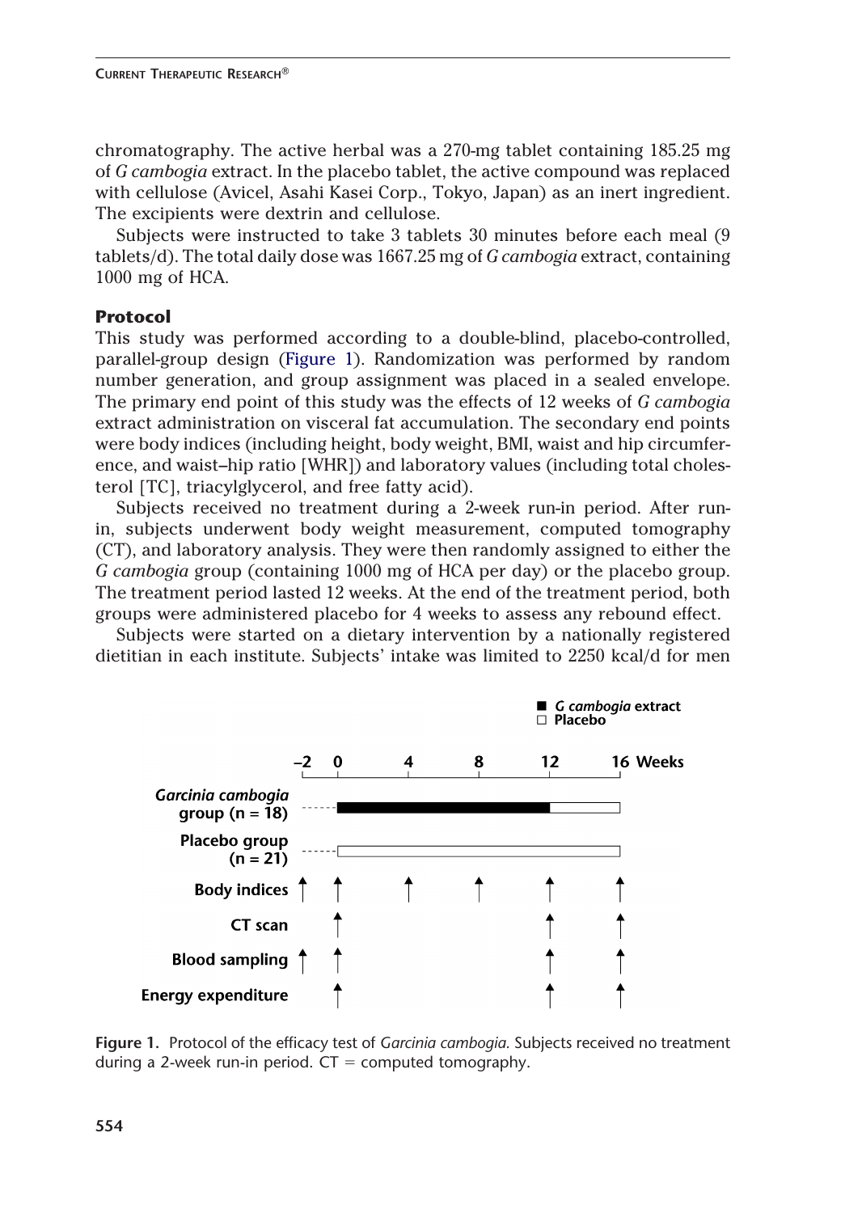chromatography. The active herbal was a 270-mg tablet containing 185.25 mg of *G cambogia* extract. In the placebo tablet, the active compound was replaced with cellulose (Avicel, Asahi Kasei Corp., Tokyo, Japan) as an inert ingredient. The excipients were dextrin and cellulose.

Subjects were instructed to take 3 tablets 30 minutes before each meal (9 tablets/d). The total daily dose was 1667.25 mg of *G cambogia* extract, containing 1000 mg of HCA.

### Protocol

This study was performed according to a double-blind, placebo-controlled, parallel-group design (Figure 1). Randomization was performed by random number generation, and group assignment was placed in a sealed envelope. The primary end point of this study was the effects of 12 weeks of *G cambogia* extract administration on visceral fat accumulation. The secondary end points were body indices (including height, body weight, BMI, waist and hip circumference, and waist–hip ratio [WHR]) and laboratory values (including total cholesterol [TC], triacylglycerol, and free fatty acid).

Subjects received no treatment during a 2-week run-in period. After run-in, subjects underwent body weight measurement, computed tomography (CT), and laboratory analysis. They were then randomly assigned to either the *G cambogia* group (containing 1000 mg of HCA per day) or the placebo group. The treatment period lasted 12 weeks. At the end of the treatment period, both groups were administered placebo for 4 weeks to assess any rebound effect.

Subjects were started on a dietary intervention by a nationally registered dietitian in each institute. Subjects' intake was limited to 2250 kcal/d for men

■ *G cambogia* extract
□ Placebo

| | –2 | 0 | 4 | 8 | 12 | 16 Weeks |
|---|---|---|---|---|---|---|
| *Garcinia cambogia* group (n = 18) | | ■ | ■ | ■ | □ | |
| Placebo group (n = 21) | | □ | □ | □ | □ | |
| Body indices | ↑ | ↑ | ↑ | ↑ | ↑ | ↑ |
| CT scan | | ↑ | | | ↑ | ↑ |
| Blood sampling | ↑ | ↑ | | | ↑ | ↑ |
| Energy expenditure | | ↑ | | | ↑ | ↑ |

**Figure 1.** Protocol of the efficacy test of *Garcinia cambogia.* Subjects received no treatment during a 2-week run-in period. CT = computed tomography.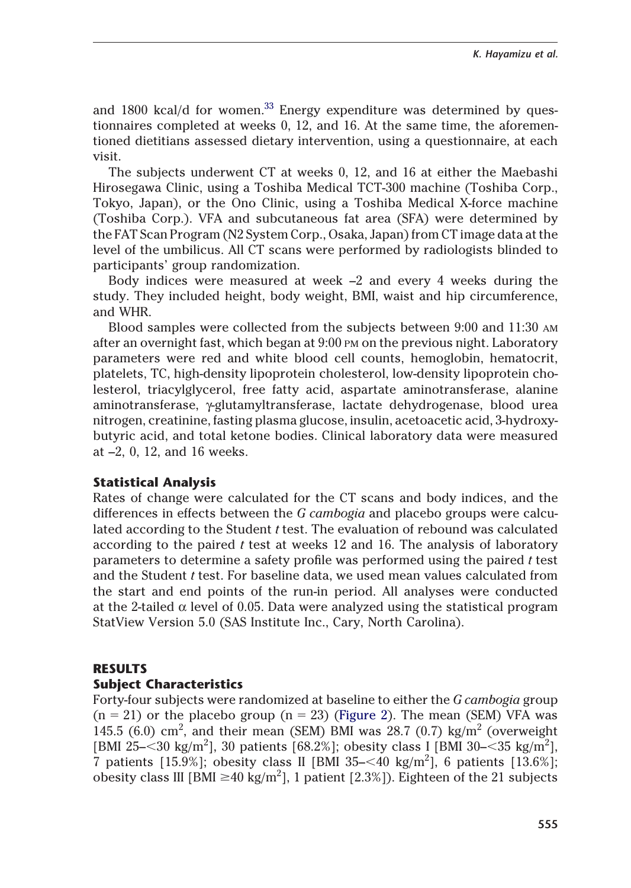and 1800 kcal/d for women.[33] Energy expenditure was determined by questionnaires completed at weeks 0, 12, and 16. At the same time, the aforementioned dietitians assessed dietary intervention, using a questionnaire, at each visit.

The subjects underwent CT at weeks 0, 12, and 16 at either the Maebashi Hirosegawa Clinic, using a Toshiba Medical TCT-300 machine (Toshiba Corp., Tokyo, Japan), or the Ono Clinic, using a Toshiba Medical X-force machine (Toshiba Corp.). VFA and subcutaneous fat area (SFA) were determined by the FAT Scan Program (N2 System Corp., Osaka, Japan) from CT image data at the level of the umbilicus. All CT scans were performed by radiologists blinded to participants' group randomization.

Body indices were measured at week –2 and every 4 weeks during the study. They included height, body weight, BMI, waist and hip circumference, and WHR.

Blood samples were collected from the subjects between 9:00 and 11:30 AM after an overnight fast, which began at 9:00 PM on the previous night. Laboratory parameters were red and white blood cell counts, hemoglobin, hematocrit, platelets, TC, high-density lipoprotein cholesterol, low-density lipoprotein cholesterol, triacylglycerol, free fatty acid, aspartate aminotransferase, alanine aminotransferase, γ-glutamyltransferase, lactate dehydrogenase, blood urea nitrogen, creatinine, fasting plasma glucose, insulin, acetoacetic acid, 3-hydroxybutyric acid, and total ketone bodies. Clinical laboratory data were measured at –2, 0, 12, and 16 weeks.

### Statistical Analysis

Rates of change were calculated for the CT scans and body indices, and the differences in effects between the *G cambogia* and placebo groups were calculated according to the Student *t* test. The evaluation of rebound was calculated according to the paired *t* test at weeks 12 and 16. The analysis of laboratory parameters to determine a safety profile was performed using the paired *t* test and the Student *t* test. For baseline data, we used mean values calculated from the start and end points of the run-in period. All analyses were conducted at the 2-tailed $\alpha$ level of 0.05. Data were analyzed using the statistical program StatView Version 5.0 (SAS Institute Inc., Cary, North Carolina).

## RESULTS

### Subject Characteristics

Forty-four subjects were randomized at baseline to either the *G cambogia* group (n = 21) or the placebo group (n = 23) (Figure 2). The mean (SEM) VFA was 145.5 (6.0) $cm^2$, and their mean (SEM) BMI was 28.7 (0.7) $kg/m^2$ (overweight [BMI 25–<30 $kg/m^2$], 30 patients [68.2%]; obesity class I [BMI 30–<35 $kg/m^2$], 7 patients [15.9%]; obesity class II [BMI 35–<40 $kg/m^2$], 6 patients [13.6%]; obesity class III [BMI ≥40 $kg/m^2$], 1 patient [2.3%]). Eighteen of the 21 subjects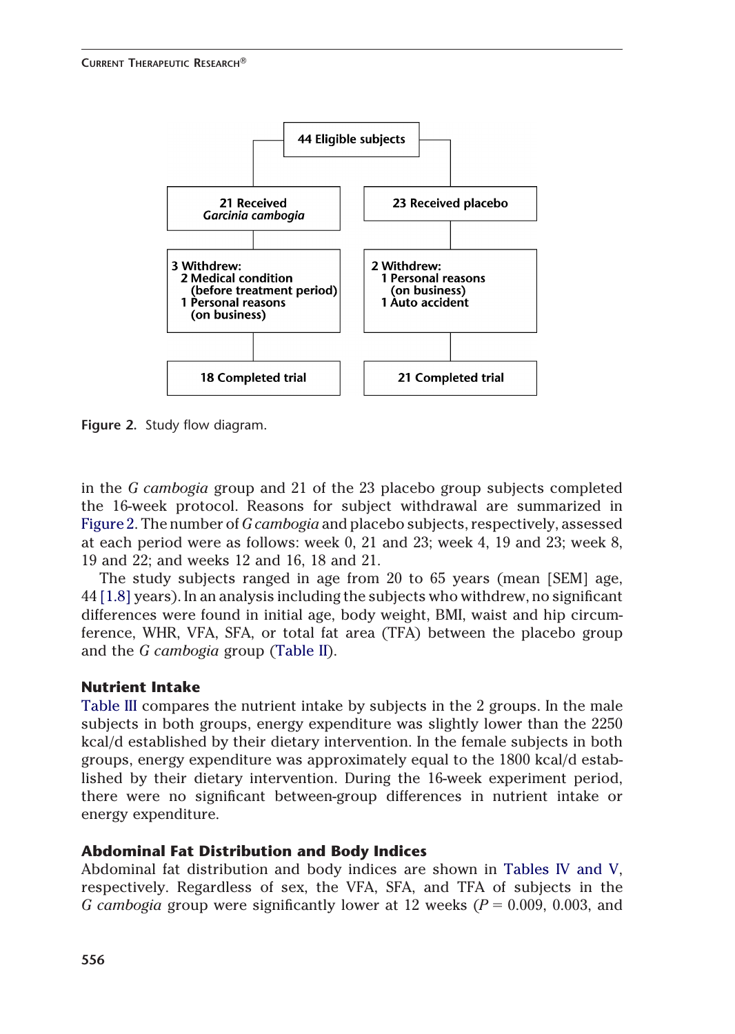44 Eligible subjects

21 Received *Garcinia cambogia*

23 Received placebo

3 Withdrew:
- 2 Medical condition (before treatment period)
- 1 Personal reasons (on business)

2 Withdrew:
- 1 Personal reasons (on business)
- 1 Auto accident

18 Completed trial

21 Completed trial

**Figure 2.** Study flow diagram.

in the *G cambogia* group and 21 of the 23 placebo group subjects completed the 16-week protocol. Reasons for subject withdrawal are summarized in Figure 2. The number of *G cambogia* and placebo subjects, respectively, assessed at each period were as follows: week 0, 21 and 23; week 4, 19 and 23; week 8, 19 and 22; and weeks 12 and 16, 18 and 21.

The study subjects ranged in age from 20 to 65 years (mean [SEM] age, 44 [1.8] years). In an analysis including the subjects who withdrew, no significant differences were found in initial age, body weight, BMI, waist and hip circumference, WHR, VFA, SFA, or total fat area (TFA) between the placebo group and the *G cambogia* group (Table II).

## Nutrient Intake

Table III compares the nutrient intake by subjects in the 2 groups. In the male subjects in both groups, energy expenditure was slightly lower than the 2250 kcal/d established by their dietary intervention. In the female subjects in both groups, energy expenditure was approximately equal to the 1800 kcal/d established by their dietary intervention. During the 16-week experiment period, there were no significant between-group differences in nutrient intake or energy expenditure.

## Abdominal Fat Distribution and Body Indices

Abdominal fat distribution and body indices are shown in Tables IV and V, respectively. Regardless of sex, the VFA, SFA, and TFA of subjects in the *G cambogia* group were significantly lower at 12 weeks ($P = 0.009$, 0.003, and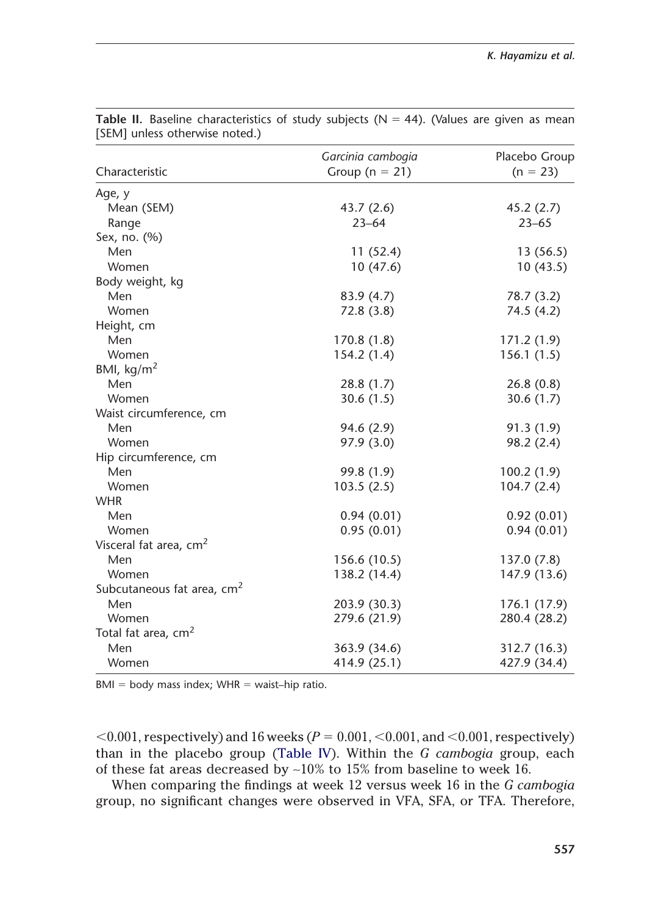**Table II.** Baseline characteristics of study subjects (N = 44). (Values are given as mean [SEM] unless otherwise noted.)

| Characteristic | *Garcinia cambogia* Group (n = 21) | Placebo Group (n = 23) |
|---|---|---|
| Age, y | | |
| Mean (SEM) | 43.7 (2.6) | 45.2 (2.7) |
| Range | 23–64 | 23–65 |
| Sex, no. (%) | | |
| Men | 11 (52.4) | 13 (56.5) |
| Women | 10 (47.6) | 10 (43.5) |
| Body weight, kg | | |
| Men | 83.9 (4.7) | 78.7 (3.2) |
| Women | 72.8 (3.8) | 74.5 (4.2) |
| Height, cm | | |
| Men | 170.8 (1.8) | 171.2 (1.9) |
| Women | 154.2 (1.4) | 156.1 (1.5) |
| BMI, kg/m$^2$ | | |
| Men | 28.8 (1.7) | 26.8 (0.8) |
| Women | 30.6 (1.5) | 30.6 (1.7) |
| Waist circumference, cm | | |
| Men | 94.6 (2.9) | 91.3 (1.9) |
| Women | 97.9 (3.0) | 98.2 (2.4) |
| Hip circumference, cm | | |
| Men | 99.8 (1.9) | 100.2 (1.9) |
| Women | 103.5 (2.5) | 104.7 (2.4) |
| WHR | | |
| Men | 0.94 (0.01) | 0.92 (0.01) |
| Women | 0.95 (0.01) | 0.94 (0.01) |
| Visceral fat area, cm$^2$ | | |
| Men | 156.6 (10.5) | 137.0 (7.8) |
| Women | 138.2 (14.4) | 147.9 (13.6) |
| Subcutaneous fat area, cm$^2$ | | |
| Men | 203.9 (30.3) | 176.1 (17.9) |
| Women | 279.6 (21.9) | 280.4 (28.2) |
| Total fat area, cm$^2$ | | |
| Men | 363.9 (34.6) | 312.7 (16.3) |
| Women | 414.9 (25.1) | 427.9 (34.4) |

BMI = body mass index; WHR = waist–hip ratio.

<0.001, respectively) and 16 weeks ($P = 0.001$, $<0.001$, and $<0.001$, respectively) than in the placebo group (Table IV). Within the *G cambogia* group, each of these fat areas decreased by ~10% to 15% from baseline to week 16.

When comparing the findings at week 12 versus week 16 in the *G cambogia* group, no significant changes were observed in VFA, SFA, or TFA. Therefore,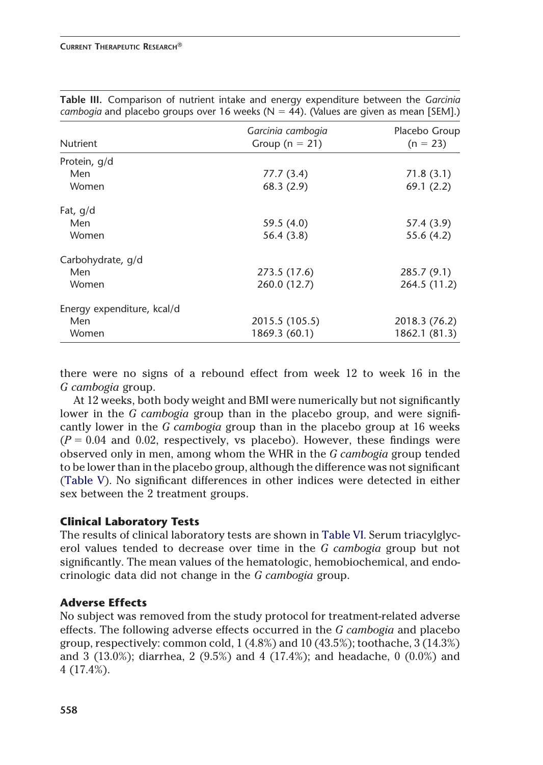**Table III.** Comparison of nutrient intake and energy expenditure between the *Garcinia cambogia* and placebo groups over 16 weeks (N = 44). (Values are given as mean [SEM].)

| Nutrient | *Garcinia cambogia* Group (n = 21) | Placebo Group (n = 23) |
|---|---|---|
| Protein, g/d | | |
| Men | 77.7 (3.4) | 71.8 (3.1) |
| Women | 68.3 (2.9) | 69.1 (2.2) |
| Fat, g/d | | |
| Men | 59.5 (4.0) | 57.4 (3.9) |
| Women | 56.4 (3.8) | 55.6 (4.2) |
| Carbohydrate, g/d | | |
| Men | 273.5 (17.6) | 285.7 (9.1) |
| Women | 260.0 (12.7) | 264.5 (11.2) |
| Energy expenditure, kcal/d | | |
| Men | 2015.5 (105.5) | 2018.3 (76.2) |
| Women | 1869.3 (60.1) | 1862.1 (81.3) |

there were no signs of a rebound effect from week 12 to week 16 in the *G cambogia* group.

At 12 weeks, both body weight and BMI were numerically but not significantly lower in the *G cambogia* group than in the placebo group, and were significantly lower in the *G cambogia* group than in the placebo group at 16 weeks ($P = 0.04$ and 0.02, respectively, vs placebo). However, these findings were observed only in men, among whom the WHR in the *G cambogia* group tended to be lower than in the placebo group, although the difference was not significant (Table V). No significant differences in other indices were detected in either sex between the 2 treatment groups.

### Clinical Laboratory Tests

The results of clinical laboratory tests are shown in Table VI. Serum triacylglycerol values tended to decrease over time in the *G cambogia* group but not significantly. The mean values of the hematologic, hemobiochemical, and endocrinologic data did not change in the *G cambogia* group.

### Adverse Effects

No subject was removed from the study protocol for treatment-related adverse effects. The following adverse effects occurred in the *G cambogia* and placebo group, respectively: common cold, 1 (4.8%) and 10 (43.5%); toothache, 3 (14.3%) and 3 (13.0%); diarrhea, 2 (9.5%) and 4 (17.4%); and headache, 0 (0.0%) and 4 (17.4%).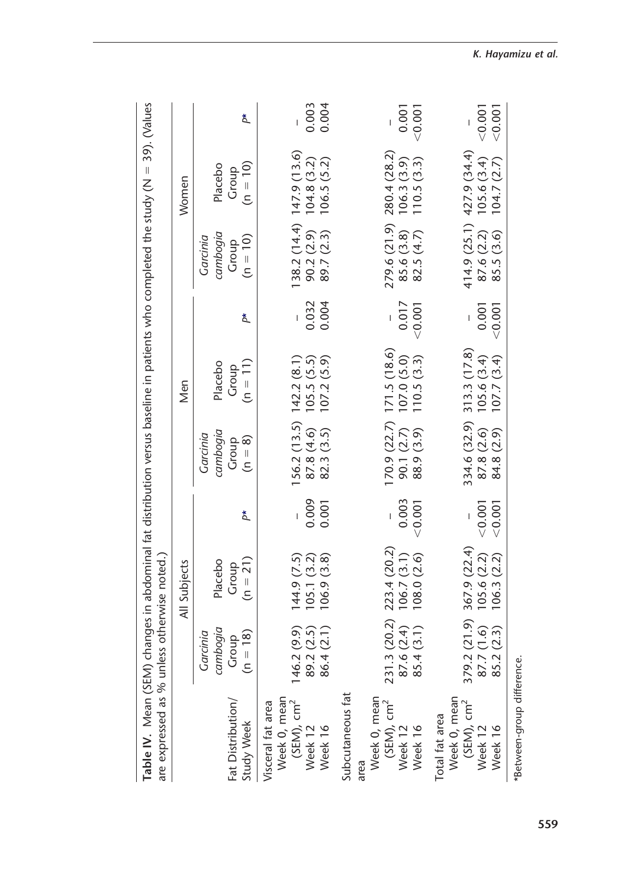**Table IV.** Mean (SEM) changes in abdominal fat distribution versus baseline in patients who completed the study (N = 39). (Values are expressed as % unless otherwise noted.)

| Fat Distribution/ Study Week | All Subjects | | | Men | | | Women | | |
|---|---|---|---|---|---|---|---|---|---|
| | *Garcinia cambogia* Group (n = 18) | Placebo Group (n = 21) | P* | *Garcinia cambogia* Group (n = 8) | Placebo Group (n = 11) | P* | *Garcinia cambogia* Group (n = 10) | Placebo Group (n = 10) | P* |
| Visceral fat area | | | | | | | | | |
| Week 0, mean (SEM), cm$^2$ | 146.2 (9.9) | 144.9 (7.5) | – | 156.2 (13.5) | 142.2 (8.1) | – | 138.2 (14.4) | 147.9 (13.6) | – |
| Week 12 | 89.2 (2.5) | 105.1 (3.2) | 0.009 | 87.8 (4.6) | 105.5 (5.5) | 0.032 | 90.2 (2.9) | 104.8 (3.2) | 0.003 |
| Week 16 | 86.4 (2.1) | 106.9 (3.8) | 0.001 | 82.3 (3.5) | 107.2 (5.9) | 0.004 | 89.7 (2.3) | 106.5 (5.2) | 0.004 |
| Subcutaneous fat area | | | | | | | | | |
| Week 0, mean (SEM), cm$^2$ | 231.3 (20.2) | 223.4 (20.2) | – | 170.9 (22.7) | 171.5 (18.6) | – | 279.6 (21.9) | 280.4 (28.2) | – |
| Week 12 | 87.6 (2.4) | 106.7 (3.1) | 0.003 | 90.1 (2.7) | 107.0 (5.0) | 0.017 | 85.6 (3.8) | 106.3 (3.9) | 0.001 |
| Week 16 | 85.4 (3.1) | 108.0 (2.6) | <0.001 | 88.9 (3.9) | 110.5 (3.3) | <0.001 | 82.5 (4.7) | 110.5 (3.3) | <0.001 |
| Total fat area | | | | | | | | | |
| Week 0, mean (SEM), cm$^2$ | 379.2 (21.9) | 367.9 (22.4) | – | 334.6 (32.9) | 313.3 (17.8) | – | 414.9 (25.1) | 427.9 (34.4) | – |
| Week 12 | 87.7 (1.6) | 105.6 (2.2) | <0.001 | 87.8 (2.6) | 105.6 (3.4) | 0.001 | 87.6 (2.2) | 105.6 (3.4) | <0.001 |
| Week 16 | 85.2 (2.3) | 106.3 (2.2) | <0.001 | 84.8 (2.9) | 107.7 (3.4) | <0.001 | 85.5 (3.6) | 104.7 (2.7) | <0.001 |

*Between-group difference.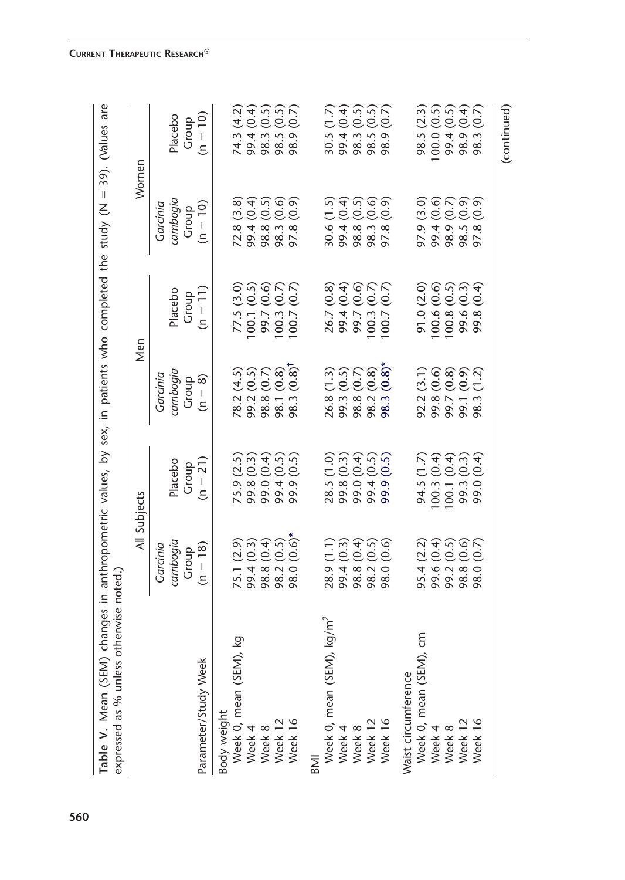**Table V.** Mean (SEM) changes in anthropometric values, by sex, in patients who completed the study (N = 39). (Values are expressed as % unless otherwise noted.)

| Parameter/Study Week | All Subjects | | Men | | Women | |
|---|---|---|---|---|---|---|
| | *Garcinia cambogia* Group (n = 18) | Placebo Group (n = 21) | *Garcinia cambogia* Group (n = 8) | Placebo Group (n = 11) | *Garcinia cambogia* Group (n = 10) | Placebo Group (n = 10) |
| **Body weight** | | | | | | |
| Week 0, mean (SEM), kg | 75.1 (2.9) | 75.9 (2.5) | 78.2 (4.5) | 77.5 (3.0) | 72.8 (3.8) | 74.3 (4.2) |
| Week 4 | 99.4 (0.3) | 99.8 (0.3) | 99.2 (0.5) | 100.1 (0.5) | 99.4 (0.4) | 99.4 (0.4) |
| Week 8 | 98.8 (0.4) | 99.0 (0.4) | 98.8 (0.7) | 99.7 (0.6) | 98.8 (0.5) | 98.3 (0.5) |
| Week 12 | 98.2 (0.5) | 99.4 (0.5) | 98.1 (0.8) | 100.3 (0.7) | 98.3 (0.6) | 98.5 (0.5) |
| Week 16 | 98.0 (0.6)* | 99.9 (0.5) | 98.3 (0.8)† | 100.7 (0.7) | 97.8 (0.9) | 98.9 (0.7) |
| **BMI** | | | | | | |
| Week 0, mean (SEM), kg/m² | 28.9 (1.1) | 28.5 (1.0) | 26.8 (1.3) | 26.7 (0.8) | 30.6 (1.5) | 30.5 (1.7) |
| Week 4 | 99.4 (0.3) | 99.8 (0.3) | 99.3 (0.5) | 99.4 (0.4) | 99.4 (0.4) | 99.4 (0.4) |
| Week 8 | 98.8 (0.4) | 99.0 (0.4) | 98.8 (0.7) | 99.7 (0.6) | 98.8 (0.5) | 98.3 (0.5) |
| Week 12 | 98.2 (0.5) | 99.4 (0.5) | 98.2 (0.8) | 100.3 (0.7) | 98.3 (0.6) | 98.5 (0.5) |
| Week 16 | 98.0 (0.6) | 99.9 (0.5) | 98.3 (0.8)* | 100.7 (0.7) | 97.8 (0.9) | 98.9 (0.7) |
| **Waist circumference** | | | | | | |
| Week 0, mean (SEM), cm | 95.4 (2.2) | 94.5 (1.7) | 92.2 (3.1) | 91.0 (2.0) | 97.9 (3.0) | 98.5 (2.3) |
| Week 4 | 99.6 (0.4) | 100.3 (0.4) | 99.8 (0.6) | 100.6 (0.6) | 99.4 (0.6) | 100.0 (0.5) |
| Week 8 | 99.2 (0.5) | 100.1 (0.4) | 99.7 (0.8) | 100.8 (0.5) | 98.9 (0.7) | 99.4 (0.5) |
| Week 12 | 98.8 (0.6) | 99.3 (0.3) | 99.1 (0.9) | 99.6 (0.3) | 98.5 (0.9) | 98.9 (0.4) |
| Week 16 | 98.0 (0.7) | 99.0 (0.4) | 98.3 (1.2) | 99.8 (0.4) | 97.8 (0.9) | 98.3 (0.7) |

(continued)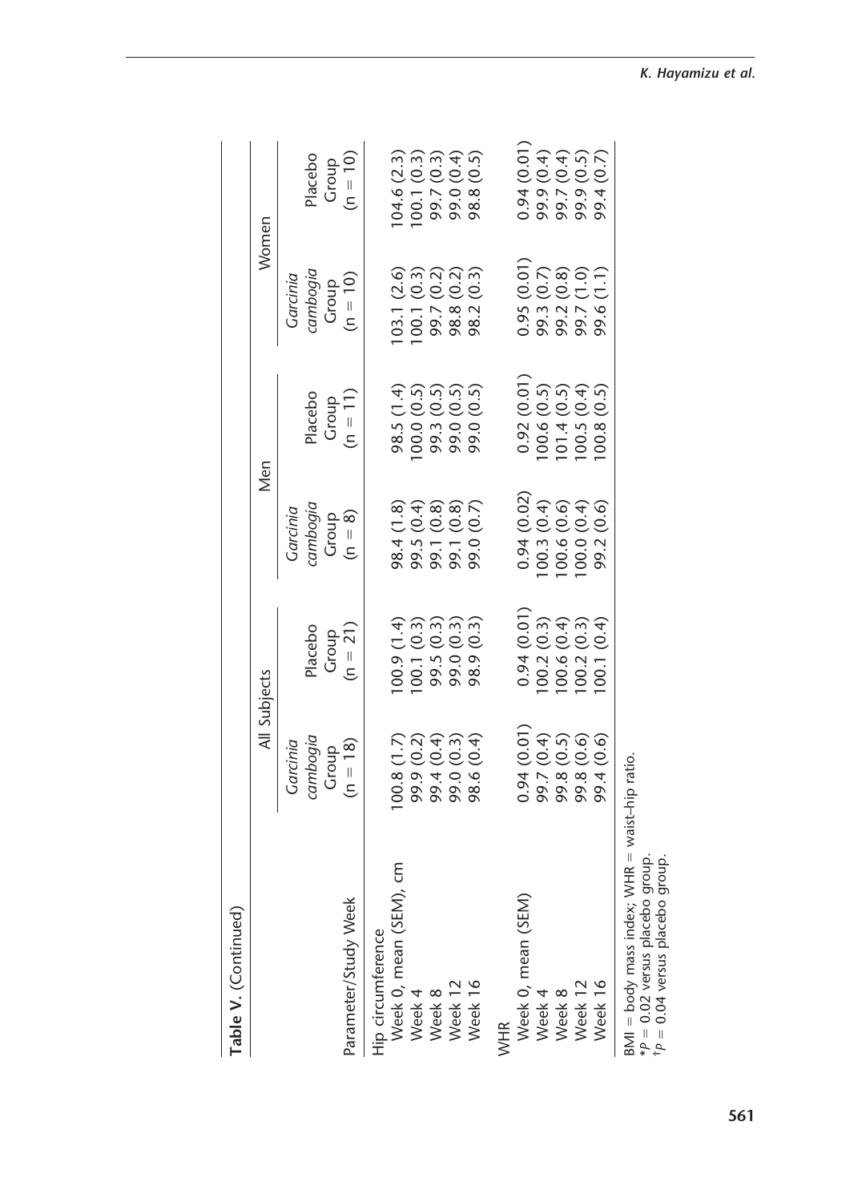**Table V.** (Continued)

| Parameter/Study Week | All Subjects | | Men | | Women | |
|---|---|---|---|---|---|---|
| | *Garcinia cambogia* Group (n = 18) | Placebo Group (n = 21) | *Garcinia cambogia* Group (n = 8) | Placebo Group (n = 11) | *Garcinia cambogia* Group (n = 10) | Placebo Group (n = 10) |
| Hip circumference | | | | | | |
| Week 0, mean (SEM), cm | 100.8 (1.7) | 100.9 (1.4) | 98.4 (1.8) | 98.5 (1.4) | 103.1 (2.6) | 104.6 (2.3) |
| Week 4 | 99.9 (0.2) | 100.1 (0.3) | 99.5 (0.4) | 100.0 (0.5) | 100.1 (0.3) | 100.1 (0.3) |
| Week 8 | 99.4 (0.4) | 99.5 (0.3) | 99.1 (0.8) | 99.3 (0.5) | 99.7 (0.2) | 99.7 (0.3) |
| Week 12 | 99.0 (0.3) | 99.0 (0.3) | 99.1 (0.8) | 99.0 (0.5) | 98.8 (0.2) | 99.0 (0.4) |
| Week 16 | 98.6 (0.4) | 98.9 (0.3) | 99.0 (0.7) | 99.0 (0.5) | 98.2 (0.3) | 98.8 (0.5) |
| WHR | | | | | | |
| Week 0, mean (SEM) | 0.94 (0.01) | 0.94 (0.01) | 0.94 (0.02) | 0.92 (0.01) | 0.95 (0.01) | 0.94 (0.01) |
| Week 4 | 99.7 (0.4) | 100.2 (0.3) | 100.3 (0.4) | 100.6 (0.5) | 99.3 (0.7) | 99.9 (0.4) |
| Week 8 | 99.8 (0.5) | 100.6 (0.4) | 100.6 (0.6) | 101.4 (0.5) | 99.2 (0.8) | 99.7 (0.4) |
| Week 12 | 99.8 (0.6) | 100.2 (0.3) | 100.0 (0.4) | 100.5 (0.4) | 99.7 (1.0) | 99.9 (0.5) |
| Week 16 | 99.4 (0.6) | 100.1 (0.4) | 99.2 (0.6) | 100.8 (0.5) | 99.6 (1.1) | 99.4 (0.7) |

BMI = body mass index; WHR = waist–hip ratio.
\* $P = 0.02$ versus placebo group.
† $P = 0.04$ versus placebo group.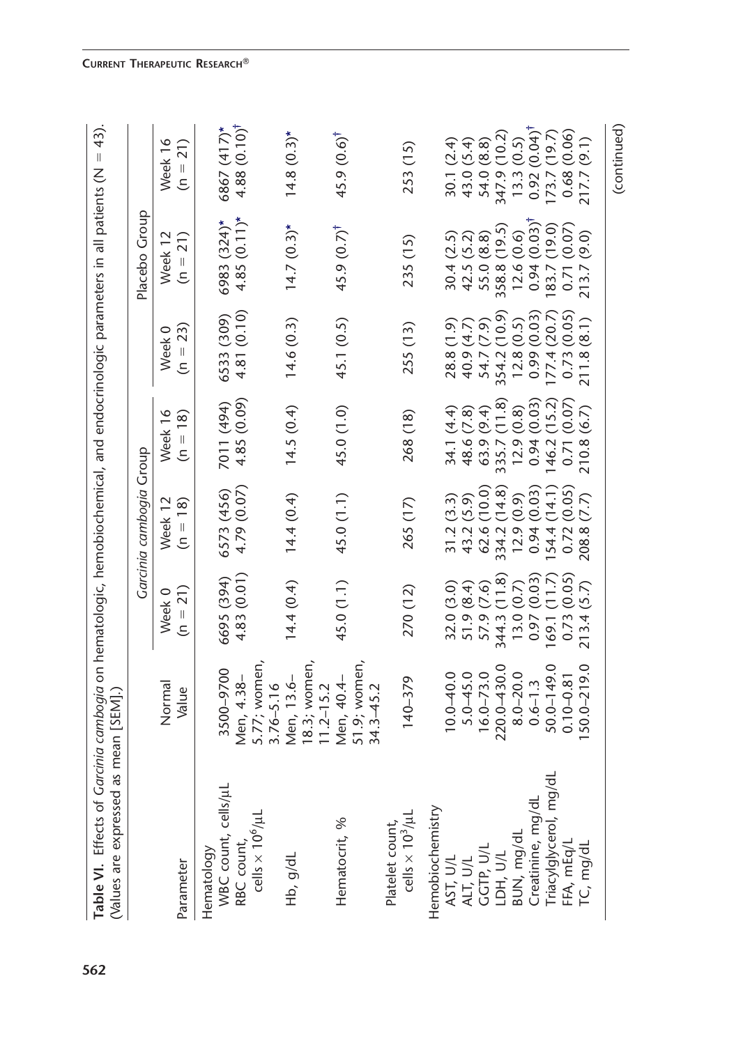**Table VI.** Effects of *Garcinia cambogia* on hematologic, hemobiochemical, and endocrinologic parameters in all patients (N = 43). (Values are expressed as mean [SEM].)

| Parameter | Normal Value | *Garcinia cambogia* Group | | | Placebo Group | | |
|---|---|---|---|---|---|---|---|
| | | Week 0 (n = 21) | Week 12 (n = 18) | Week 16 (n = 18) | Week 0 (n = 23) | Week 12 (n = 21) | Week 16 (n = 21) |
| Hematology | | | | | | | |
| WBC count, cells/μL | 3500–9700 | 6695 (394) | 6573 (456) | 7011 (494) | 6533 (309) | 6983 (324)* | 6867 (417)* |
| RBC count, cells × $10^6$/μL | Men, 4.38–5.77; women, 3.76–5.16 | 4.83 (0.01) | 4.79 (0.07) | 4.85 (0.09) | 4.81 (0.10) | 4.85 (0.11)* | 4.88 (0.10)† |
| Hb, g/dL | Men, 13.6–18.3; women, 11.2–15.2 | 14.4 (0.4) | 14.4 (0.4) | 14.5 (0.4) | 14.6 (0.3) | 14.7 (0.3)* | 14.8 (0.3)* |
| Hematocrit, % | Men, 40.4–51.9; women, 34.3–45.2 | 45.0 (1.1) | 45.0 (1.1) | 45.0 (1.0) | 45.1 (0.5) | 45.9 (0.7)† | 45.9 (0.6)† |
| Platelet count, cells × $10^3$/μL | 140–379 | 270 (12) | 265 (17) | 268 (18) | 255 (13) | 235 (15) | 253 (15) |
| Hemobiochemistry | | | | | | | |
| AST, U/L | 10.0–40.0 | 32.0 (3.0) | 31.2 (3.3) | 34.1 (4.4) | 28.8 (1.9) | 30.4 (2.5) | 30.1 (2.4) |
| ALT, U/L | 5.0–45.0 | 51.9 (8.4) | 43.2 (5.9) | 48.6 (7.8) | 40.9 (4.7) | 42.5 (5.2) | 43.0 (5.4) |
| GGTP, U/L | 16.0–73.0 | 57.9 (7.6) | 62.6 (10.0) | 63.9 (9.4) | 54.7 (7.9) | 55.0 (8.8) | 54.0 (8.8) |
| LDH, U/L | 220.0–430.0 | 344.3 (11.8) | 334.2 (14.8) | 335.7 (11.8) | 354.2 (10.9) | 358.8 (19.5) | 347.9 (10.2) |
| BUN, mg/dL | 8.0–20.0 | 13.0 (0.7) | 12.9 (0.9) | 12.9 (0.8) | 12.8 (0.5) | 12.6 (0.6) | 13.3 (0.5) |
| Creatinine, mg/dL | 0.6–1.3 | 0.97 (0.03) | 0.94 (0.03) | 0.94 (0.03) | 0.99 (0.03) | 0.94 (0.03)† | 0.92 (0.04)† |
| Triacylglycerol, mg/dL | 50.0–149.0 | 169.1 (11.7) | 154.4 (14.1) | 146.2 (15.2) | 177.4 (20.7) | 183.7 (19.0) | 173.7 (19.7) |
| FFA, mEq/L | 0.10–0.81 | 0.73 (0.05) | 0.72 (0.05) | 0.71 (0.07) | 0.73 (0.05) | 0.71 (0.07) | 0.68 (0.06) |
| TC, mg/dL | 150.0–219.0 | 213.4 (5.7) | 208.8 (7.7) | 210.8 (6.7) | 211.8 (8.1) | 213.7 (9.0) | 217.7 (9.1) |

(continued)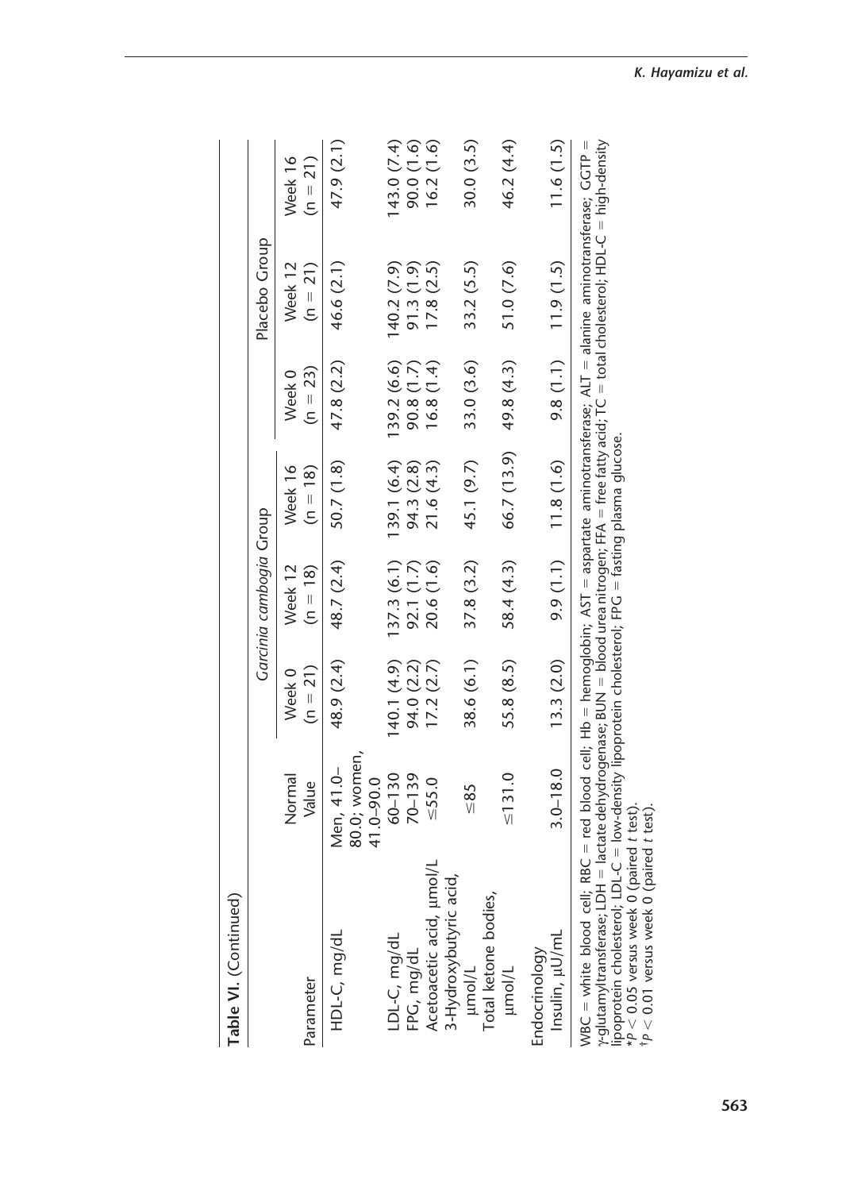**Table VI.** (Continued)

| Parameter | Normal Value | *Garcinia cambogia* Group | | | Placebo Group | | |
|---|---|---|---|---|---|---|---|
| | | Week 0 (n = 21) | Week 12 (n = 18) | Week 16 (n = 18) | Week 0 (n = 23) | Week 12 (n = 21) | Week 16 (n = 21) |
| HDL-C, mg/dL | Men, 41.0–80.0; women, 41.0–90.0 | 48.9 (2.4) | 48.7 (2.4) | 50.7 (1.8) | 47.8 (2.2) | 46.6 (2.1) | 47.9 (2.1) |
| LDL-C, mg/dL | 60–130 | 140.1 (4.9) | 137.3 (6.1) | 139.1 (6.4) | 139.2 (6.6) | 140.2 (7.9) | 143.0 (7.4) |
| FPG, mg/dL | 70–139 | 94.0 (2.2) | 92.1 (1.7) | 94.3 (2.8) | 90.8 (1.7) | 91.3 (1.9) | 90.0 (1.6) |
| Acetoacetic acid, µmol/L | ≤55.0 | 17.2 (2.7) | 20.6 (1.6) | 21.6 (4.3) | 16.8 (1.4) | 17.8 (2.5) | 16.2 (1.6) |
| 3-Hydroxybutyric acid, µmol/L | ≤85 | 38.6 (6.1) | 37.8 (3.2) | 45.1 (9.7) | 33.0 (3.6) | 33.2 (5.5) | 30.0 (3.5) |
| Total ketone bodies, µmol/L | ≤131.0 | 55.8 (8.5) | 58.4 (4.3) | 66.7 (13.9) | 49.8 (4.3) | 51.0 (7.6) | 46.2 (4.4) |
| Endocrinology | | | | | | | |
| Insulin, µU/mL | 3.0–18.0 | 13.3 (2.0) | 9.9 (1.1) | 11.8 (1.6) | 9.8 (1.1) | 11.9 (1.5) | 11.6 (1.5) |

WBC = white blood cell; RBC = red blood cell; Hb = hemoglobin; AST = aspartate aminotransferase; ALT = alanine aminotransferase; GGTP = γ-glutamyltransferase; LDH = lactate dehydrogenase; BUN = blood urea nitrogen; FFA = free fatty acid; TC = total cholesterol; HDL-C = high-density lipoprotein cholesterol; LDL-C = low-density lipoprotein cholesterol; FPG = fasting plasma glucose.

*$P < 0.05$ versus week 0 (paired $t$ test).

†$P < 0.01$ versus week 0 (paired $t$ test).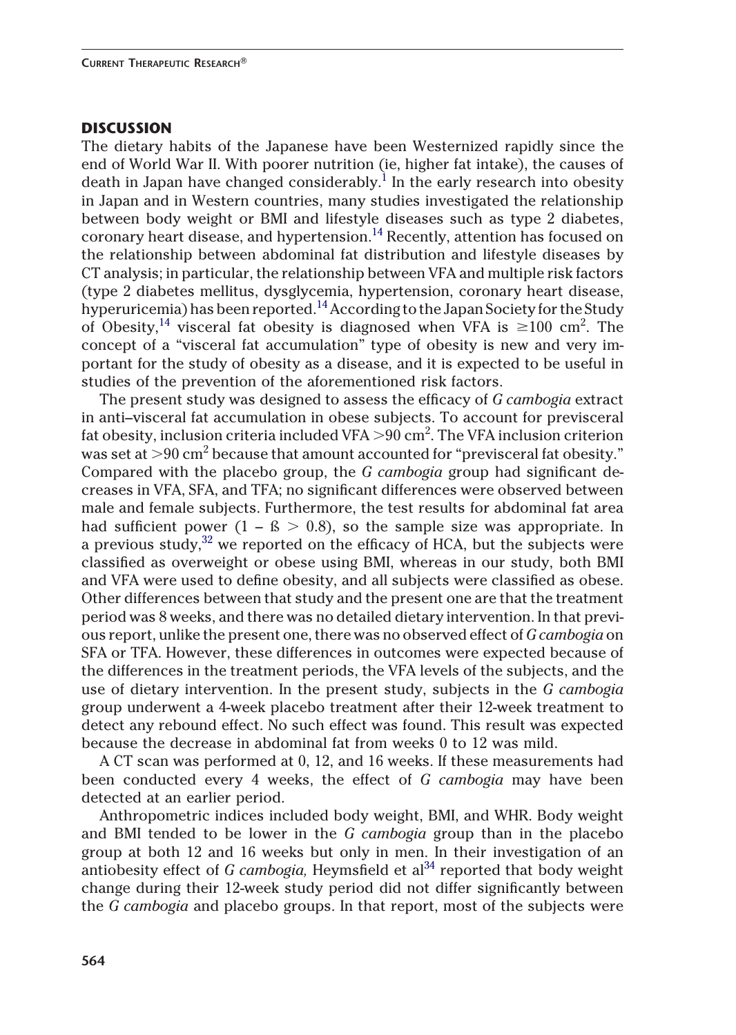## DISCUSSION

The dietary habits of the Japanese have been Westernized rapidly since the end of World War II. With poorer nutrition (ie, higher fat intake), the causes of death in Japan have changed considerably.[1] In the early research into obesity in Japan and in Western countries, many studies investigated the relationship between body weight or BMI and lifestyle diseases such as type 2 diabetes, coronary heart disease, and hypertension.[14] Recently, attention has focused on the relationship between abdominal fat distribution and lifestyle diseases by CT analysis; in particular, the relationship between VFA and multiple risk factors (type 2 diabetes mellitus, dysglycemia, hypertension, coronary heart disease, hyperuricemia) has been reported.[14] According to the Japan Society for the Study of Obesity,[14] visceral fat obesity is diagnosed when VFA is $\geq$100 $cm^2$. The concept of a "visceral fat accumulation" type of obesity is new and very important for the study of obesity as a disease, and it is expected to be useful in studies of the prevention of the aforementioned risk factors.

The present study was designed to assess the efficacy of *G cambogia* extract in anti–visceral fat accumulation in obese subjects. To account for previsceral fat obesity, inclusion criteria included VFA >90 $cm^2$. The VFA inclusion criterion was set at >90 $cm^2$ because that amount accounted for "previsceral fat obesity." Compared with the placebo group, the *G cambogia* group had significant decreases in VFA, SFA, and TFA; no significant differences were observed between male and female subjects. Furthermore, the test results for abdominal fat area had sufficient power ($1 - ß > 0.8$), so the sample size was appropriate. In a previous study,[32] we reported on the efficacy of HCA, but the subjects were classified as overweight or obese using BMI, whereas in our study, both BMI and VFA were used to define obesity, and all subjects were classified as obese. Other differences between that study and the present one are that the treatment period was 8 weeks, and there was no detailed dietary intervention. In that previous report, unlike the present one, there was no observed effect of *G cambogia* on SFA or TFA. However, these differences in outcomes were expected because of the differences in the treatment periods, the VFA levels of the subjects, and the use of dietary intervention. In the present study, subjects in the *G cambogia* group underwent a 4-week placebo treatment after their 12-week treatment to detect any rebound effect. No such effect was found. This result was expected because the decrease in abdominal fat from weeks 0 to 12 was mild.

A CT scan was performed at 0, 12, and 16 weeks. If these measurements had been conducted every 4 weeks, the effect of *G cambogia* may have been detected at an earlier period.

Anthropometric indices included body weight, BMI, and WHR. Body weight and BMI tended to be lower in the *G cambogia* group than in the placebo group at both 12 and 16 weeks but only in men. In their investigation of an antiobesity effect of *G cambogia,* Heymsfield et al[34] reported that body weight change during their 12-week study period did not differ significantly between the *G cambogia* and placebo groups. In that report, most of the subjects were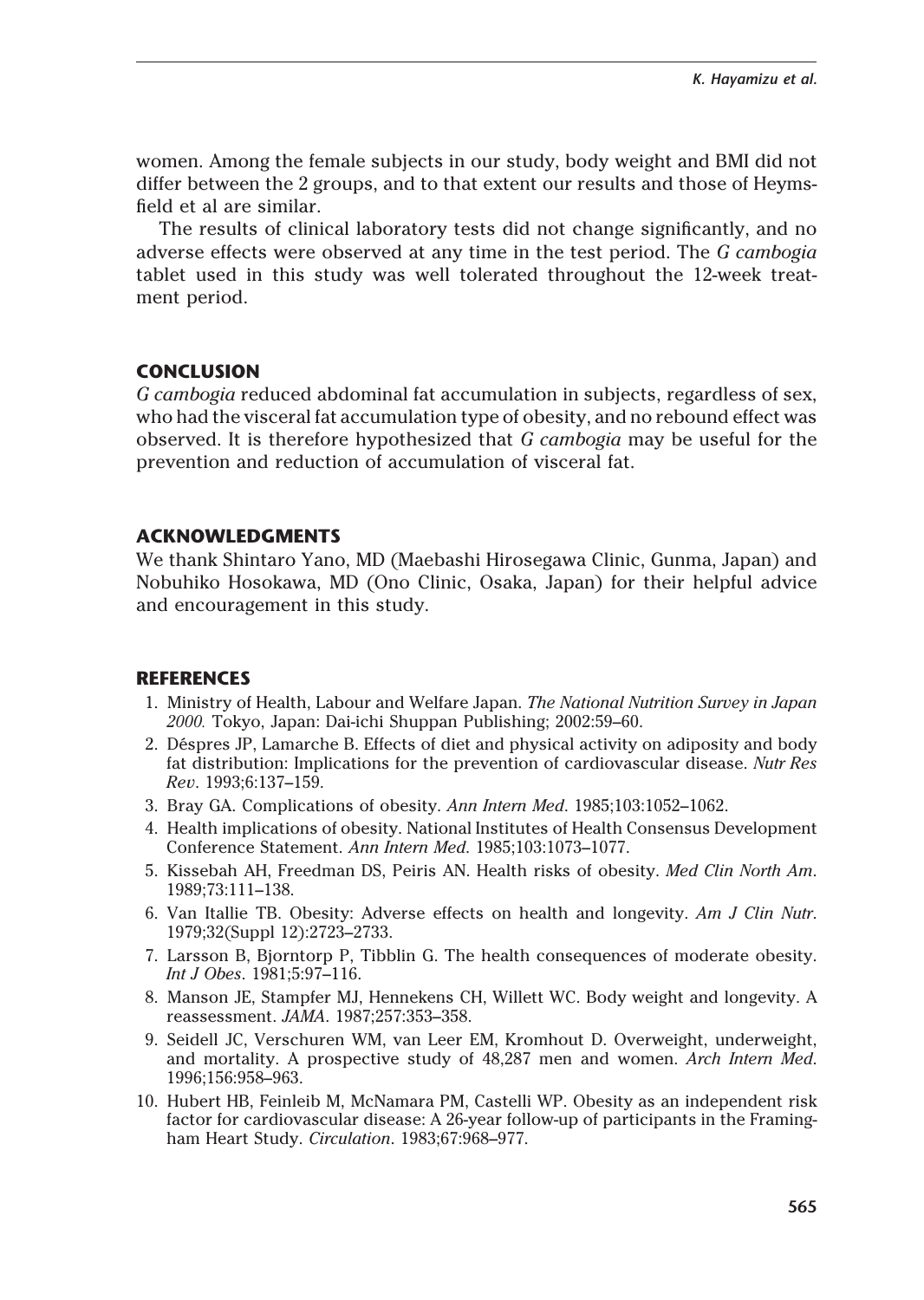women. Among the female subjects in our study, body weight and BMI did not differ between the 2 groups, and to that extent our results and those of Heymsfield et al are similar.

The results of clinical laboratory tests did not change significantly, and no adverse effects were observed at any time in the test period. The *G cambogia* tablet used in this study was well tolerated throughout the 12-week treatment period.

## CONCLUSION

*G cambogia* reduced abdominal fat accumulation in subjects, regardless of sex, who had the visceral fat accumulation type of obesity, and no rebound effect was observed. It is therefore hypothesized that *G cambogia* may be useful for the prevention and reduction of accumulation of visceral fat.

## ACKNOWLEDGMENTS

We thank Shintaro Yano, MD (Maebashi Hirosegawa Clinic, Gunma, Japan) and Nobuhiko Hosokawa, MD (Ono Clinic, Osaka, Japan) for their helpful advice and encouragement in this study.

## REFERENCES

1. Ministry of Health, Labour and Welfare Japan. *The National Nutrition Survey in Japan 2000.* Tokyo, Japan: Dai-ichi Shuppan Publishing; 2002:59–60.
2. Déspres JP, Lamarche B. Effects of diet and physical activity on adiposity and body fat distribution: Implications for the prevention of cardiovascular disease. *Nutr Res Rev*. 1993;6:137–159.
3. Bray GA. Complications of obesity. *Ann Intern Med*. 1985;103:1052–1062.
4. Health implications of obesity. National Institutes of Health Consensus Development Conference Statement. *Ann Intern Med*. 1985;103:1073–1077.
5. Kissebah AH, Freedman DS, Peiris AN. Health risks of obesity. *Med Clin North Am*. 1989;73:111–138.
6. Van Itallie TB. Obesity: Adverse effects on health and longevity. *Am J Clin Nutr*. 1979;32(Suppl 12):2723–2733.
7. Larsson B, Bjorntorp P, Tibblin G. The health consequences of moderate obesity. *Int J Obes*. 1981;5:97–116.
8. Manson JE, Stampfer MJ, Hennekens CH, Willett WC. Body weight and longevity. A reassessment. *JAMA*. 1987;257:353–358.
9. Seidell JC, Verschuren WM, van Leer EM, Kromhout D. Overweight, underweight, and mortality. A prospective study of 48,287 men and women. *Arch Intern Med*. 1996;156:958–963.
10. Hubert HB, Feinleib M, McNamara PM, Castelli WP. Obesity as an independent risk factor for cardiovascular disease: A 26-year follow-up of participants in the Framingham Heart Study. *Circulation*. 1983;67:968–977.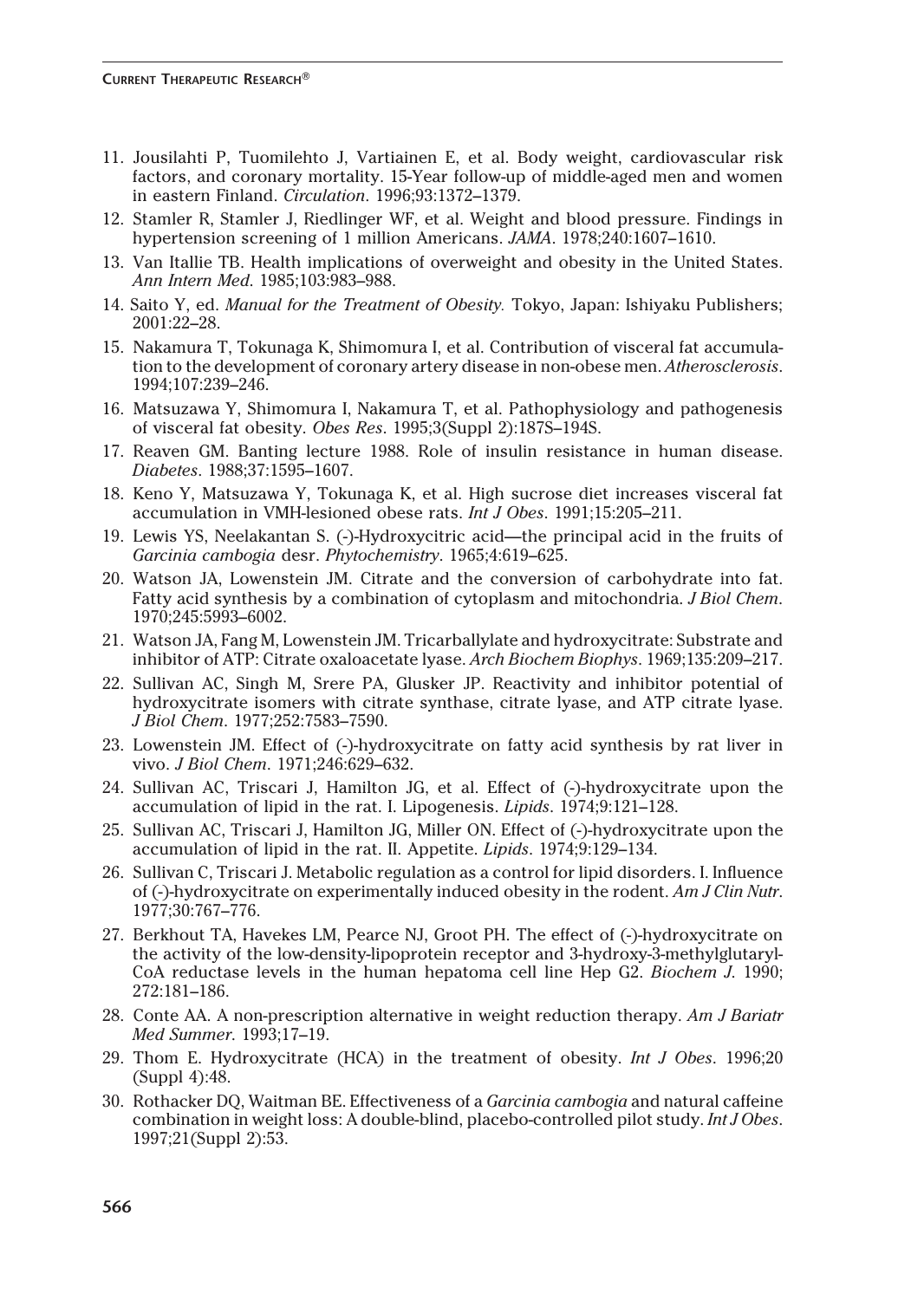11. Jousilahti P, Tuomilehto J, Vartiainen E, et al. Body weight, cardiovascular risk factors, and coronary mortality. 15-Year follow-up of middle-aged men and women in eastern Finland. *Circulation*. 1996;93:1372–1379.
12. Stamler R, Stamler J, Riedlinger WF, et al. Weight and blood pressure. Findings in hypertension screening of 1 million Americans. *JAMA*. 1978;240:1607–1610.
13. Van Itallie TB. Health implications of overweight and obesity in the United States. *Ann Intern Med*. 1985;103:983–988.
14. Saito Y, ed. *Manual for the Treatment of Obesity.* Tokyo, Japan: Ishiyaku Publishers; 2001:22–28.
15. Nakamura T, Tokunaga K, Shimomura I, et al. Contribution of visceral fat accumulation to the development of coronary artery disease in non-obese men. *Atherosclerosis*. 1994;107:239–246.
16. Matsuzawa Y, Shimomura I, Nakamura T, et al. Pathophysiology and pathogenesis of visceral fat obesity. *Obes Res*. 1995;3(Suppl 2):187S–194S.
17. Reaven GM. Banting lecture 1988. Role of insulin resistance in human disease. *Diabetes*. 1988;37:1595–1607.
18. Keno Y, Matsuzawa Y, Tokunaga K, et al. High sucrose diet increases visceral fat accumulation in VMH-lesioned obese rats. *Int J Obes*. 1991;15:205–211.
19. Lewis YS, Neelakantan S. (-)-Hydroxycitric acid—the principal acid in the fruits of *Garcinia cambogia* desr. *Phytochemistry*. 1965;4:619–625.
20. Watson JA, Lowenstein JM. Citrate and the conversion of carbohydrate into fat. Fatty acid synthesis by a combination of cytoplasm and mitochondria. *J Biol Chem*. 1970;245:5993–6002.
21. Watson JA, Fang M, Lowenstein JM. Tricarballylate and hydroxycitrate: Substrate and inhibitor of ATP: Citrate oxaloacetate lyase. *Arch Biochem Biophys*. 1969;135:209–217.
22. Sullivan AC, Singh M, Srere PA, Glusker JP. Reactivity and inhibitor potential of hydroxycitrate isomers with citrate synthase, citrate lyase, and ATP citrate lyase. *J Biol Chem*. 1977;252:7583–7590.
23. Lowenstein JM. Effect of (-)-hydroxycitrate on fatty acid synthesis by rat liver in vivo. *J Biol Chem*. 1971;246:629–632.
24. Sullivan AC, Triscari J, Hamilton JG, et al. Effect of (-)-hydroxycitrate upon the accumulation of lipid in the rat. I. Lipogenesis. *Lipids*. 1974;9:121–128.
25. Sullivan AC, Triscari J, Hamilton JG, Miller ON. Effect of (-)-hydroxycitrate upon the accumulation of lipid in the rat. II. Appetite. *Lipids*. 1974;9:129–134.
26. Sullivan C, Triscari J. Metabolic regulation as a control for lipid disorders. I. Influence of (-)-hydroxycitrate on experimentally induced obesity in the rodent. *Am J Clin Nutr*. 1977;30:767–776.
27. Berkhout TA, Havekes LM, Pearce NJ, Groot PH. The effect of (-)-hydroxycitrate on the activity of the low-density-lipoprotein receptor and 3-hydroxy-3-methylglutaryl-CoA reductase levels in the human hepatoma cell line Hep G2. *Biochem J*. 1990; 272:181–186.
28. Conte AA. A non-prescription alternative in weight reduction therapy. *Am J Bariatr Med Summer*. 1993;17–19.
29. Thom E. Hydroxycitrate (HCA) in the treatment of obesity. *Int J Obes*. 1996;20 (Suppl 4):48.
30. Rothacker DQ, Waitman BE. Effectiveness of a *Garcinia cambogia* and natural caffeine combination in weight loss: A double-blind, placebo-controlled pilot study. *Int J Obes*. 1997;21(Suppl 2):53.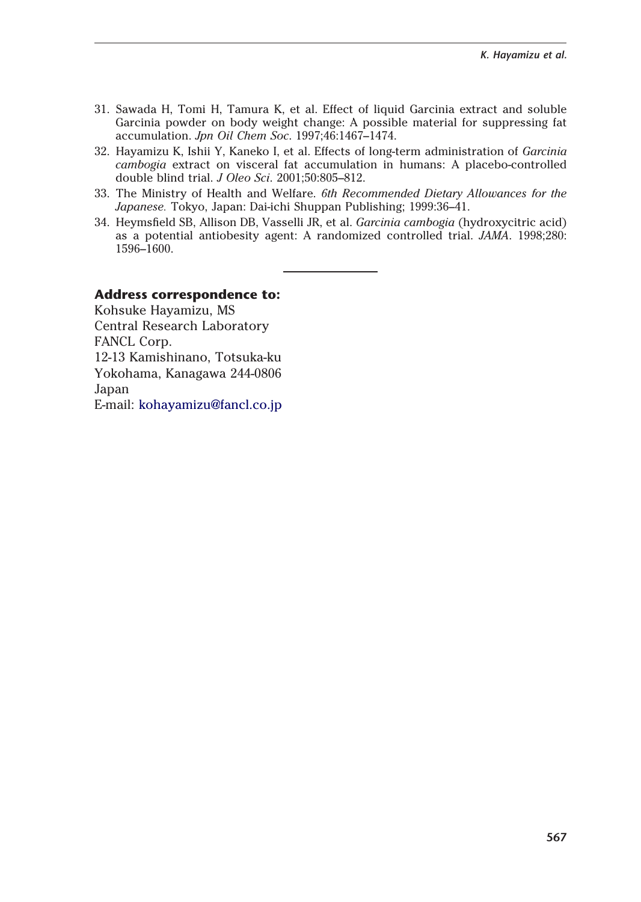31. Sawada H, Tomi H, Tamura K, et al. Effect of liquid Garcinia extract and soluble Garcinia powder on body weight change: A possible material for suppressing fat accumulation. *Jpn Oil Chem Soc*. 1997;46:1467–1474.
32. Hayamizu K, Ishii Y, Kaneko I, et al. Effects of long-term administration of *Garcinia cambogia* extract on visceral fat accumulation in humans: A placebo-controlled double blind trial. *J Oleo Sci*. 2001;50:805–812.
33. The Ministry of Health and Welfare. *6th Recommended Dietary Allowances for the Japanese.* Tokyo, Japan: Dai-ichi Shuppan Publishing; 1999:36–41.
34. Heymsfield SB, Allison DB, Vasselli JR, et al. *Garcinia cambogia* (hydroxycitric acid) as a potential antiobesity agent: A randomized controlled trial. *JAMA*. 1998;280: 1596–1600.

---

**Address correspondence to:**
Kohsuke Hayamizu, MS
Central Research Laboratory
FANCL Corp.
12-13 Kamishinano, Totsuka-ku
Yokohama, Kanagawa 244-0806
Japan
E-mail: kohayamizu@fancl.co.jp